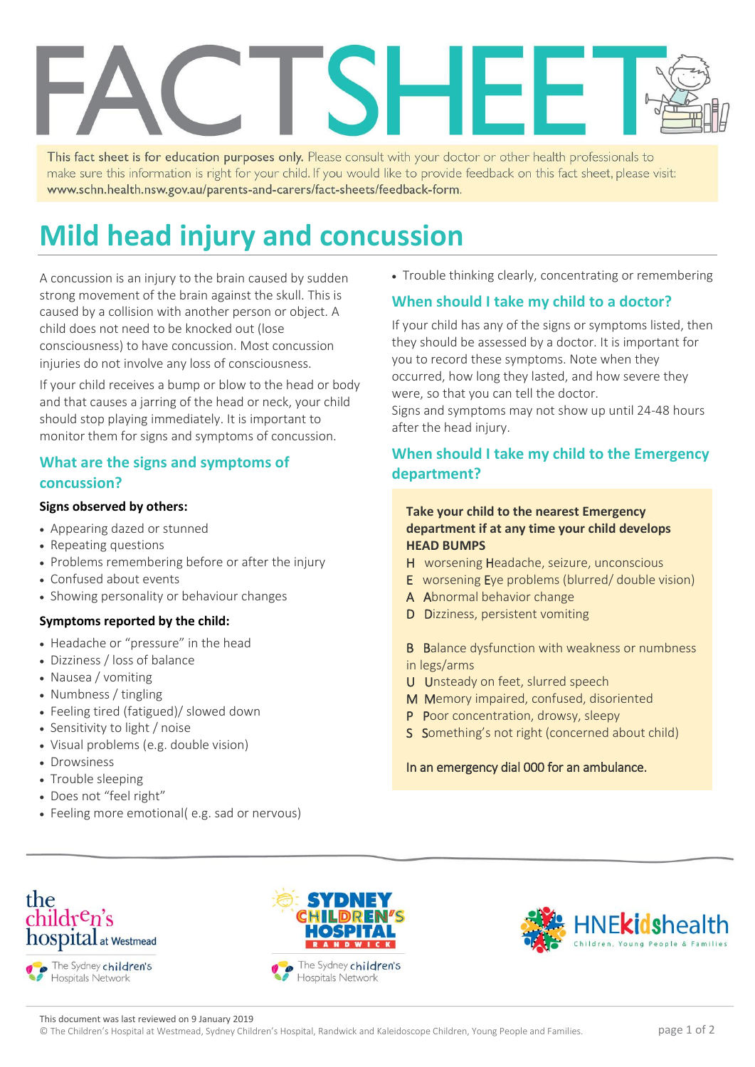# FACTSHEET

This fact sheet is for education purposes only. Please consult with your doctor or other health professionals to make sure this information is right for your child. If you would like to provide feedback on this fact sheet, please visit: www.schn.health.nsw.gov.au/parents-and-carers/fact-sheets/feedback-form.

# Mild head injury and concussion

A concussion is an injury to the brain caused by sudden strong movement of the brain against the skull. This is caused by a collision with another person or object. A child does not need to be knocked out (lose consciousness) to have concussion. Most concussion injuries do not involve any loss of consciousness.

If your child receives a bump or blow to the head or body and that causes a jarring of the head or neck, your child should stop playing immediately. It is important to monitor them for signs and symptoms of concussion.

## What are the signs and symptoms of concussion?

**Signs observed by others:**

- Appearing dazed or stunned
- Repeating questions
- Problems remembering before or after the injury
- Confused about events
- Showing personality or behaviour changes

**Symptoms reported by the child:**

- Headache or "pressure" in the head
- Dizziness / loss of balance
- Nausea / vomiting
- Numbness / tingling
- Feeling tired (fatigued)/ slowed down
- Sensitivity to light / noise
- Visual problems (e.g. double vision)
- Drowsiness
- Trouble sleeping
- Does not "feel right"
- Feeling more emotional( e.g. sad or nervous)
- Trouble thinking clearly, concentrating or remembering

## When should I take my child to a doctor?

If your child has any of the signs or symptoms listed, then they should be assessed by a doctor. It is important for you to record these symptoms. Note when they occurred, how long they lasted, and how severe they were, so that you can tell the doctor.
Signs and symptoms may not show up until 24-48 hours after the head injury.

## When should I take my child to the Emergency department?

**Take your child to the nearest Emergency department if at any time your child develops HEAD BUMPS**

- H worsening Headache, seizure, unconscious
- E worsening Eye problems (blurred/ double vision)
- A Abnormal behavior change
- D Dizziness, persistent vomiting

- B Balance dysfunction with weakness or numbness in legs/arms
- U Unsteady on feet, slurred speech
- M Memory impaired, confused, disoriented
- P Poor concentration, drowsy, sleepy
- S Something's not right (concerned about child)

In an emergency dial 000 for an ambulance.

This document was last reviewed on 9 January 2019
© The Children's Hospital at Westmead, Sydney Children's Hospital, Randwick and Kaleidoscope Children, Young People and Families.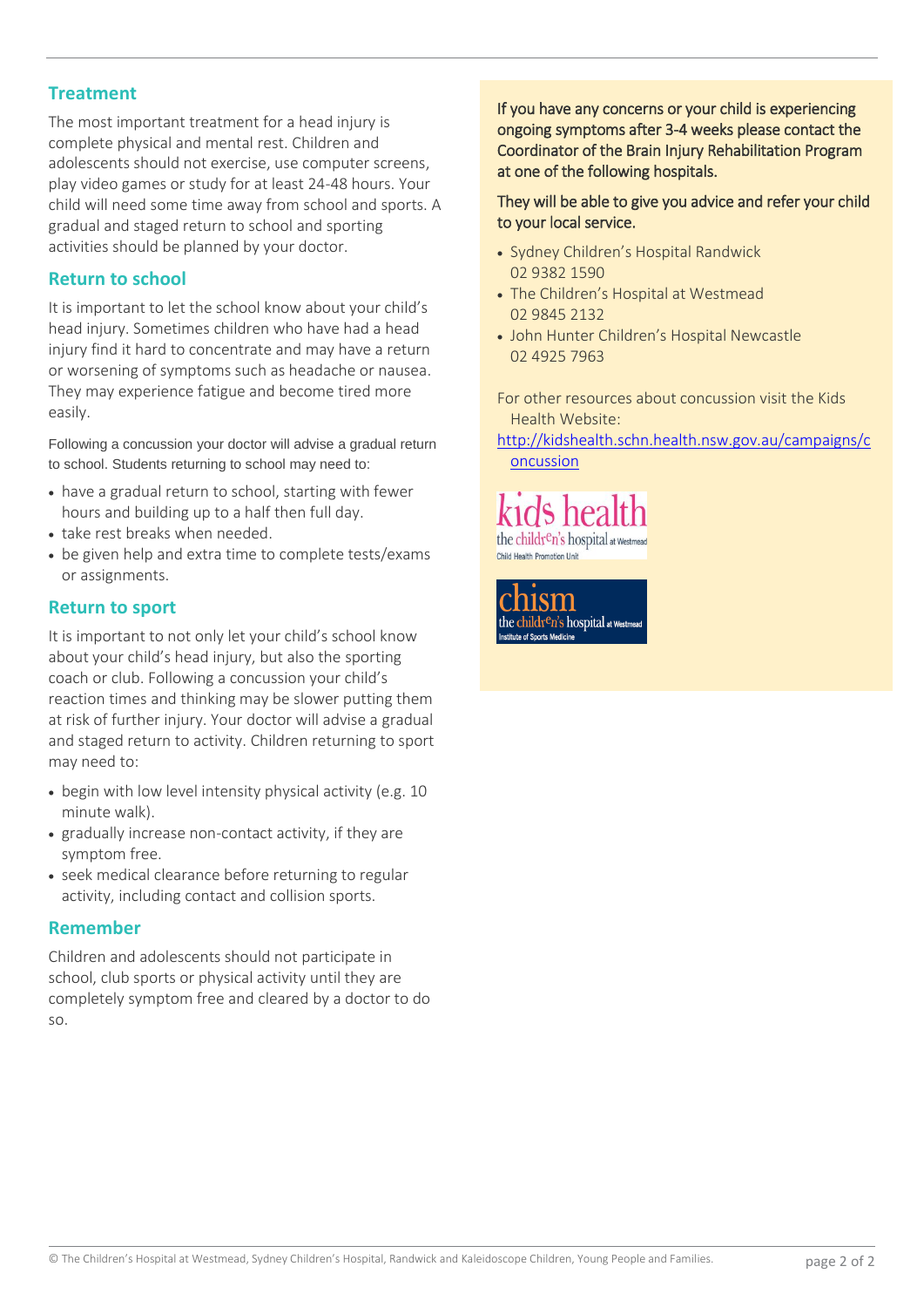## Treatment

The most important treatment for a head injury is complete physical and mental rest. Children and adolescents should not exercise, use computer screens, play video games or study for at least 24-48 hours. Your child will need some time away from school and sports. A gradual and staged return to school and sporting activities should be planned by your doctor.

## Return to school

It is important to let the school know about your child's head injury. Sometimes children who have had a head injury find it hard to concentrate and may have a return or worsening of symptoms such as headache or nausea. They may experience fatigue and become tired more easily.

Following a concussion your doctor will advise a gradual return to school. Students returning to school may need to:

- have a gradual return to school, starting with fewer hours and building up to a half then full day.
- take rest breaks when needed.
- be given help and extra time to complete tests/exams or assignments.

## Return to sport

It is important to not only let your child's school know about your child's head injury, but also the sporting coach or club. Following a concussion your child's reaction times and thinking may be slower putting them at risk of further injury. Your doctor will advise a gradual and staged return to activity. Children returning to sport may need to:

- begin with low level intensity physical activity (e.g. 10 minute walk).
- gradually increase non-contact activity, if they are symptom free.
- seek medical clearance before returning to regular activity, including contact and collision sports.

## Remember

Children and adolescents should not participate in school, club sports or physical activity until they are completely symptom free and cleared by a doctor to do so.

**If you have any concerns or your child is experiencing ongoing symptoms after 3-4 weeks please contact the Coordinator of the Brain Injury Rehabilitation Program at one of the following hospitals.**

**They will be able to give you advice and refer your child to your local service.**

- Sydney Children's Hospital Randwick
  02 9382 1590
- The Children's Hospital at Westmead
  02 9845 2132
- John Hunter Children's Hospital Newcastle
  02 4925 7963

For other resources about concussion visit the Kids Health Website:
http://kidshealth.schn.health.nsw.gov.au/campaigns/concussion

kids health
the children's hospital at Westmead
Child Health Promotion Unit

chism
the children's hospital at Westmead
Institute of Sports Medicine

© The Children's Hospital at Westmead, Sydney Children's Hospital, Randwick and Kaleidoscope Children, Young People and Families.